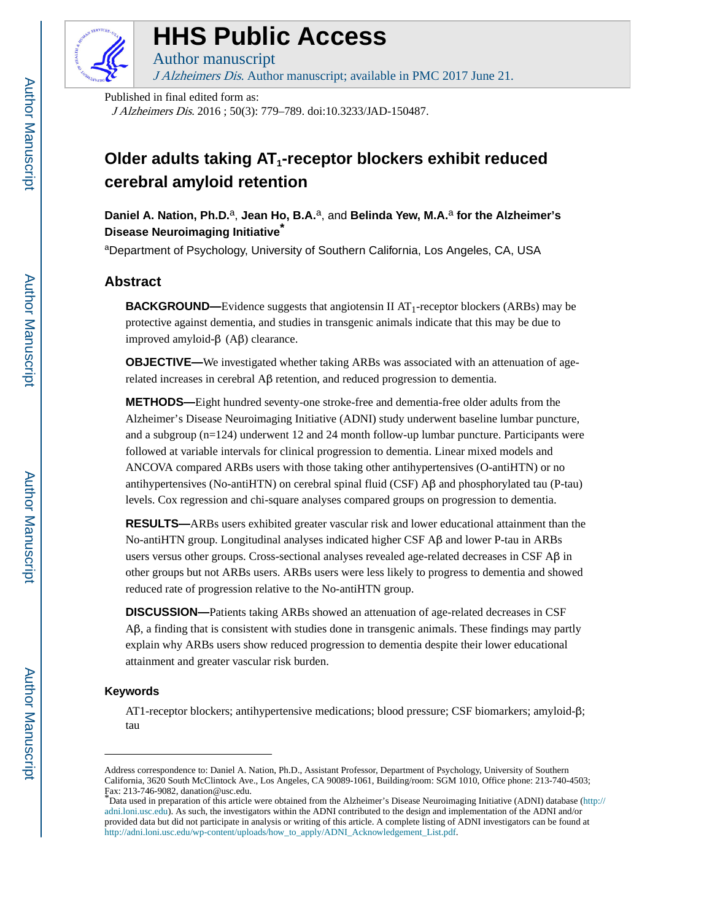# HHS Public Access

Author manuscript

*J Alzheimers Dis*. Author manuscript; available in PMC 2017 June 21.

Published in final edited form as:

*J Alzheimers Dis*. 2016 ; 50(3): 779–789. doi:10.3233/JAD-150487.

# Older adults taking $AT_1$-receptor blockers exhibit reduced cerebral amyloid retention

**Daniel A. Nation, Ph.D.**[a], **Jean Ho, B.A.**[a], and **Belinda Yew, M.A.**[a] **for the Alzheimer's Disease Neuroimaging Initiative***

[a]Department of Psychology, University of Southern California, Los Angeles, CA, USA

## Abstract

**BACKGROUND—**Evidence suggests that angiotensin II $AT_1$-receptor blockers (ARBs) may be protective against dementia, and studies in transgenic animals indicate that this may be due to improved amyloid-β (Aβ) clearance.

**OBJECTIVE—**We investigated whether taking ARBs was associated with an attenuation of age-related increases in cerebral Aβ retention, and reduced progression to dementia.

**METHODS—**Eight hundred seventy-one stroke-free and dementia-free older adults from the Alzheimer's Disease Neuroimaging Initiative (ADNI) study underwent baseline lumbar puncture, and a subgroup (n=124) underwent 12 and 24 month follow-up lumbar puncture. Participants were followed at variable intervals for clinical progression to dementia. Linear mixed models and ANCOVA compared ARBs users with those taking other antihypertensives (O-antiHTN) or no antihypertensives (No-antiHTN) on cerebral spinal fluid (CSF) Aβ and phosphorylated tau (P-tau) levels. Cox regression and chi-square analyses compared groups on progression to dementia.

**RESULTS—**ARBs users exhibited greater vascular risk and lower educational attainment than the No-antiHTN group. Longitudinal analyses indicated higher CSF Aβ and lower P-tau in ARBs users versus other groups. Cross-sectional analyses revealed age-related decreases in CSF Aβ in other groups but not ARBs users. ARBs users were less likely to progress to dementia and showed reduced rate of progression relative to the No-antiHTN group.

**DISCUSSION—**Patients taking ARBs showed an attenuation of age-related decreases in CSF Aβ, a finding that is consistent with studies done in transgenic animals. These findings may partly explain why ARBs users show reduced progression to dementia despite their lower educational attainment and greater vascular risk burden.

### Keywords

AT1-receptor blockers; antihypertensive medications; blood pressure; CSF biomarkers; amyloid-β; tau

---

Address correspondence to: Daniel A. Nation, Ph.D., Assistant Professor, Department of Psychology, University of Southern California, 3620 South McClintock Ave., Los Angeles, CA 90089-1061, Building/room: SGM 1010, Office phone: 213-740-4503; Fax: 213-746-9082, danation@usc.edu.

*Data used in preparation of this article were obtained from the Alzheimer's Disease Neuroimaging Initiative (ADNI) database (http://adni.loni.usc.edu). As such, the investigators within the ADNI contributed to the design and implementation of the ADNI and/or provided data but did not participate in analysis or writing of this article. A complete listing of ADNI investigators can be found at http://adni.loni.usc.edu/wp-content/uploads/how_to_apply/ADNI_Acknowledgement_List.pdf.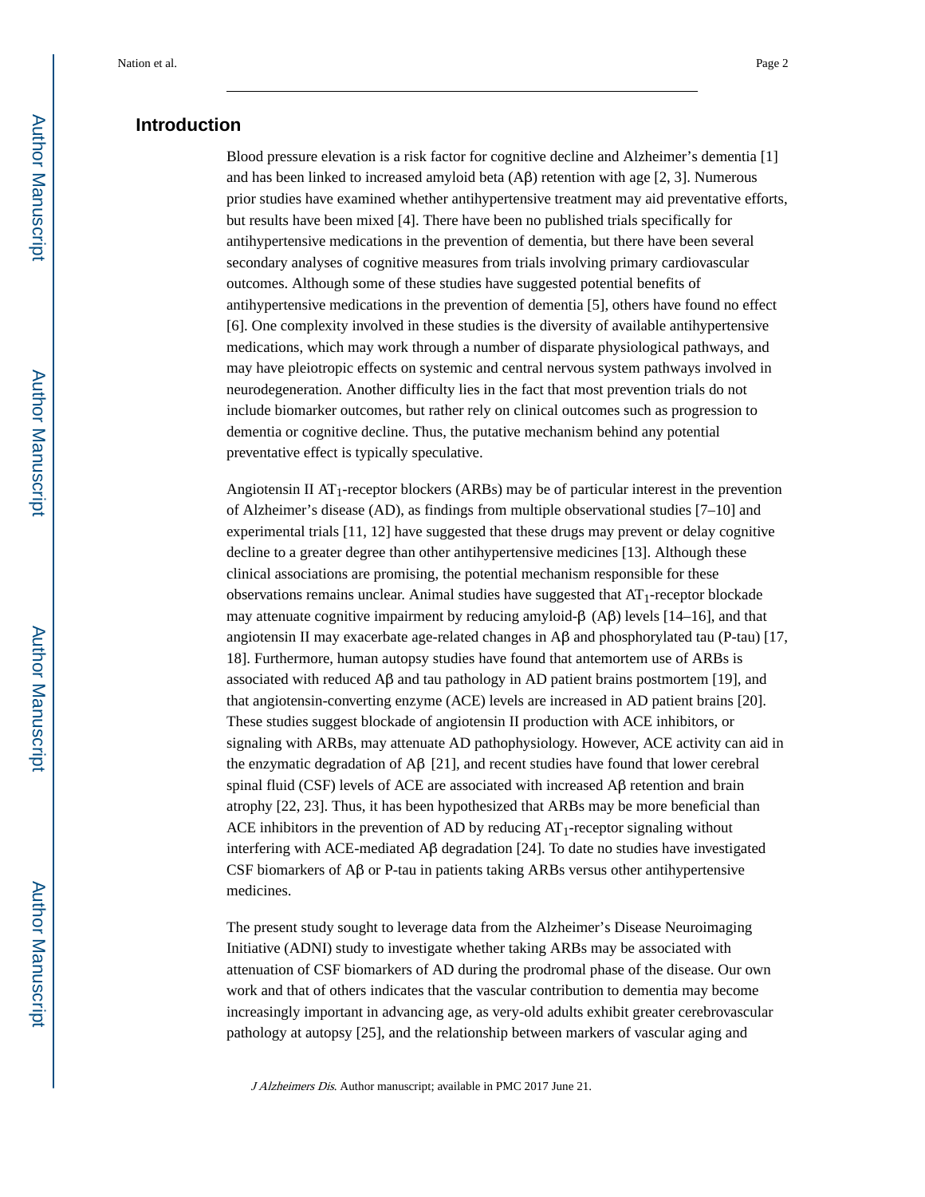## Introduction

Blood pressure elevation is a risk factor for cognitive decline and Alzheimer's dementia [1] and has been linked to increased amyloid beta (Aβ) retention with age [2, 3]. Numerous prior studies have examined whether antihypertensive treatment may aid preventative efforts, but results have been mixed [4]. There have been no published trials specifically for antihypertensive medications in the prevention of dementia, but there have been several secondary analyses of cognitive measures from trials involving primary cardiovascular outcomes. Although some of these studies have suggested potential benefits of antihypertensive medications in the prevention of dementia [5], others have found no effect [6]. One complexity involved in these studies is the diversity of available antihypertensive medications, which may work through a number of disparate physiological pathways, and may have pleiotropic effects on systemic and central nervous system pathways involved in neurodegeneration. Another difficulty lies in the fact that most prevention trials do not include biomarker outcomes, but rather rely on clinical outcomes such as progression to dementia or cognitive decline. Thus, the putative mechanism behind any potential preventative effect is typically speculative.

Angiotensin II $AT_1$-receptor blockers (ARBs) may be of particular interest in the prevention of Alzheimer's disease (AD), as findings from multiple observational studies [7–10] and experimental trials [11, 12] have suggested that these drugs may prevent or delay cognitive decline to a greater degree than other antihypertensive medicines [13]. Although these clinical associations are promising, the potential mechanism responsible for these observations remains unclear. Animal studies have suggested that $AT_1$-receptor blockade may attenuate cognitive impairment by reducing amyloid-β (Aβ) levels [14–16], and that angiotensin II may exacerbate age-related changes in Aβ and phosphorylated tau (P-tau) [17, 18]. Furthermore, human autopsy studies have found that antemortem use of ARBs is associated with reduced Aβ and tau pathology in AD patient brains postmortem [19], and that angiotensin-converting enzyme (ACE) levels are increased in AD patient brains [20]. These studies suggest blockade of angiotensin II production with ACE inhibitors, or signaling with ARBs, may attenuate AD pathophysiology. However, ACE activity can aid in the enzymatic degradation of Aβ [21], and recent studies have found that lower cerebral spinal fluid (CSF) levels of ACE are associated with increased Aβ retention and brain atrophy [22, 23]. Thus, it has been hypothesized that ARBs may be more beneficial than ACE inhibitors in the prevention of AD by reducing $AT_1$-receptor signaling without interfering with ACE-mediated Aβ degradation [24]. To date no studies have investigated CSF biomarkers of Aβ or P-tau in patients taking ARBs versus other antihypertensive medicines.

The present study sought to leverage data from the Alzheimer's Disease Neuroimaging Initiative (ADNI) study to investigate whether taking ARBs may be associated with attenuation of CSF biomarkers of AD during the prodromal phase of the disease. Our own work and that of others indicates that the vascular contribution to dementia may become increasingly important in advancing age, as very-old adults exhibit greater cerebrovascular pathology at autopsy [25], and the relationship between markers of vascular aging and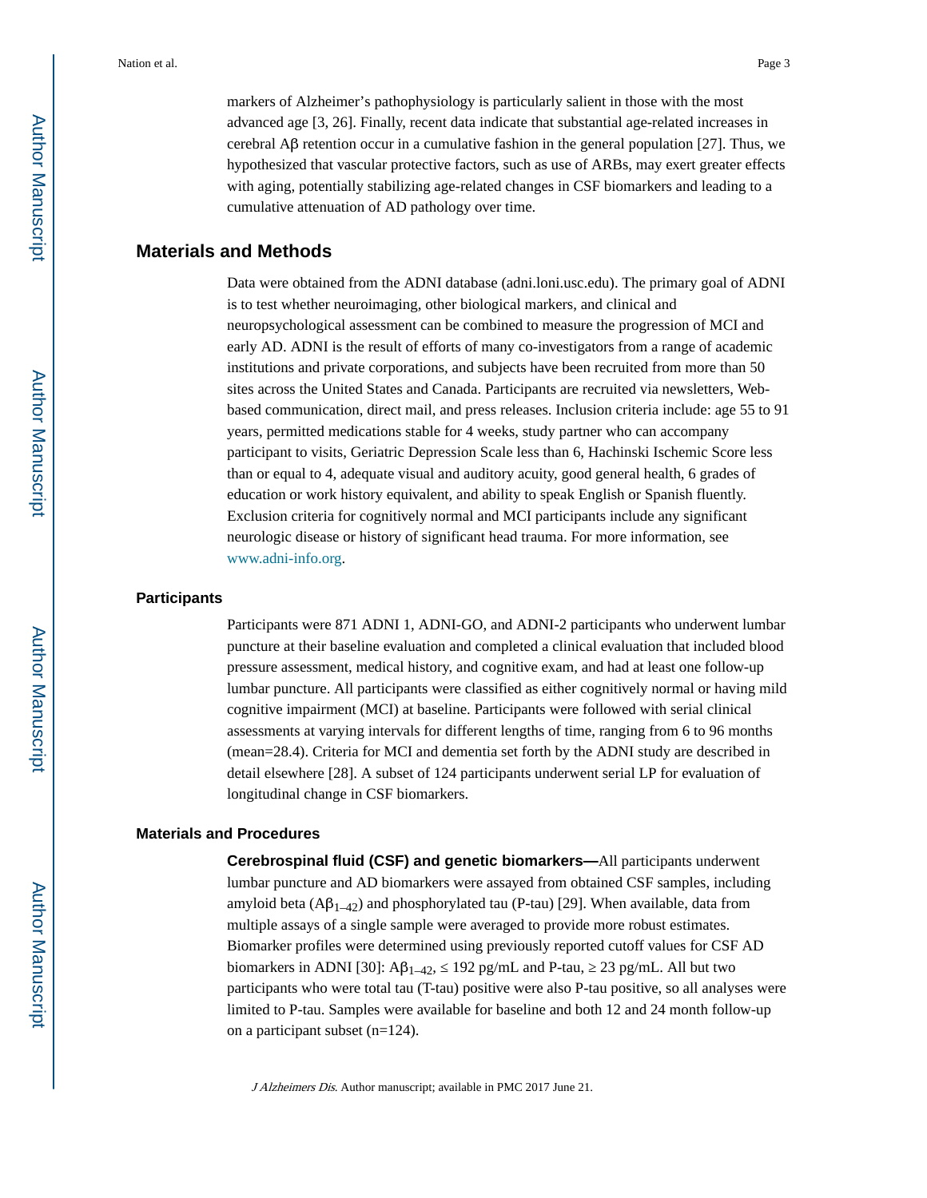markers of Alzheimer's pathophysiology is particularly salient in those with the most advanced age [3, 26]. Finally, recent data indicate that substantial age-related increases in cerebral Aβ retention occur in a cumulative fashion in the general population [27]. Thus, we hypothesized that vascular protective factors, such as use of ARBs, may exert greater effects with aging, potentially stabilizing age-related changes in CSF biomarkers and leading to a cumulative attenuation of AD pathology over time.

## Materials and Methods

Data were obtained from the ADNI database (adni.loni.usc.edu). The primary goal of ADNI is to test whether neuroimaging, other biological markers, and clinical and neuropsychological assessment can be combined to measure the progression of MCI and early AD. ADNI is the result of efforts of many co-investigators from a range of academic institutions and private corporations, and subjects have been recruited from more than 50 sites across the United States and Canada. Participants are recruited via newsletters, Web-based communication, direct mail, and press releases. Inclusion criteria include: age 55 to 91 years, permitted medications stable for 4 weeks, study partner who can accompany participant to visits, Geriatric Depression Scale less than 6, Hachinski Ischemic Score less than or equal to 4, adequate visual and auditory acuity, good general health, 6 grades of education or work history equivalent, and ability to speak English or Spanish fluently. Exclusion criteria for cognitively normal and MCI participants include any significant neurologic disease or history of significant head trauma. For more information, see www.adni-info.org.

### Participants

Participants were 871 ADNI 1, ADNI-GO, and ADNI-2 participants who underwent lumbar puncture at their baseline evaluation and completed a clinical evaluation that included blood pressure assessment, medical history, and cognitive exam, and had at least one follow-up lumbar puncture. All participants were classified as either cognitively normal or having mild cognitive impairment (MCI) at baseline. Participants were followed with serial clinical assessments at varying intervals for different lengths of time, ranging from 6 to 96 months (mean=28.4). Criteria for MCI and dementia set forth by the ADNI study are described in detail elsewhere [28]. A subset of 124 participants underwent serial LP for evaluation of longitudinal change in CSF biomarkers.

### Materials and Procedures

**Cerebrospinal fluid (CSF) and genetic biomarkers—**All participants underwent lumbar puncture and AD biomarkers were assayed from obtained CSF samples, including amyloid beta ($A\beta_{1-42}$) and phosphorylated tau (P-tau) [29]. When available, data from multiple assays of a single sample were averaged to provide more robust estimates. Biomarker profiles were determined using previously reported cutoff values for CSF AD biomarkers in ADNI [30]: $A\beta_{1-42}$, ≤ 192 pg/mL and P-tau, ≥ 23 pg/mL. All but two participants who were total tau (T-tau) positive were also P-tau positive, so all analyses were limited to P-tau. Samples were available for baseline and both 12 and 24 month follow-up on a participant subset (n=124).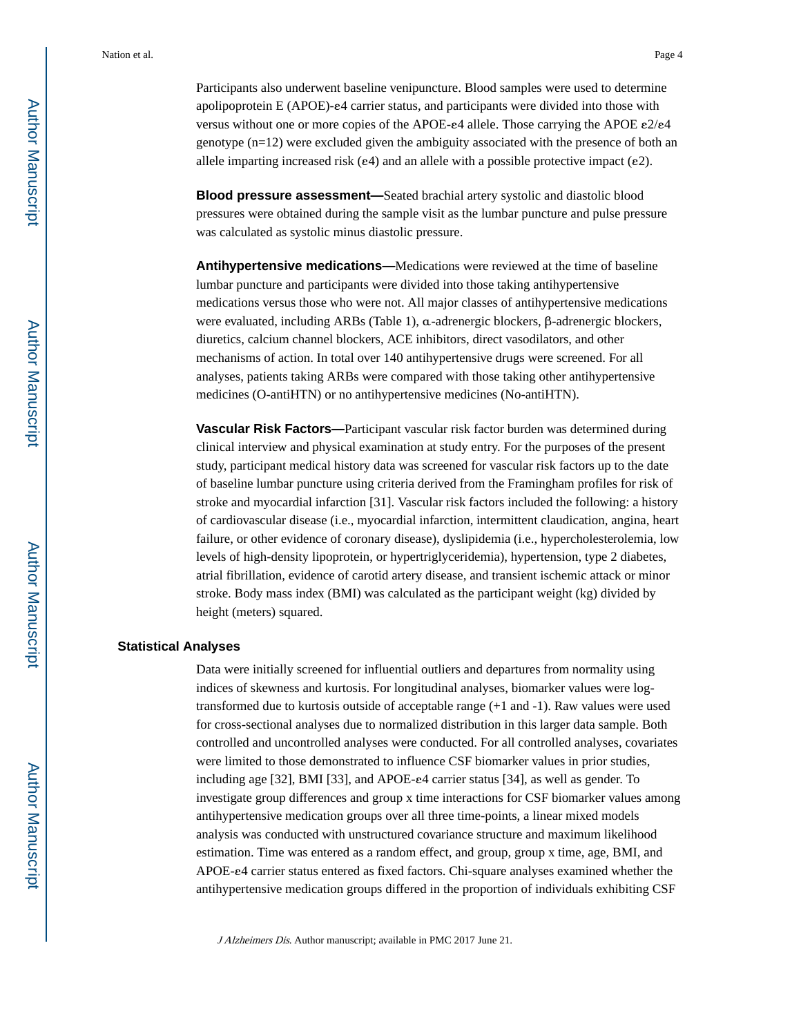Participants also underwent baseline venipuncture. Blood samples were used to determine apolipoprotein E (APOE)-ε4 carrier status, and participants were divided into those with versus without one or more copies of the APOE-ε4 allele. Those carrying the APOE ε2/ε4 genotype (n=12) were excluded given the ambiguity associated with the presence of both an allele imparting increased risk (ε4) and an allele with a possible protective impact (ε2).

**Blood pressure assessment—**Seated brachial artery systolic and diastolic blood pressures were obtained during the sample visit as the lumbar puncture and pulse pressure was calculated as systolic minus diastolic pressure.

**Antihypertensive medications—**Medications were reviewed at the time of baseline lumbar puncture and participants were divided into those taking antihypertensive medications versus those who were not. All major classes of antihypertensive medications were evaluated, including ARBs (Table 1), α-adrenergic blockers, β-adrenergic blockers, diuretics, calcium channel blockers, ACE inhibitors, direct vasodilators, and other mechanisms of action. In total over 140 antihypertensive drugs were screened. For all analyses, patients taking ARBs were compared with those taking other antihypertensive medicines (O-antiHTN) or no antihypertensive medicines (No-antiHTN).

**Vascular Risk Factors—**Participant vascular risk factor burden was determined during clinical interview and physical examination at study entry. For the purposes of the present study, participant medical history data was screened for vascular risk factors up to the date of baseline lumbar puncture using criteria derived from the Framingham profiles for risk of stroke and myocardial infarction [31]. Vascular risk factors included the following: a history of cardiovascular disease (i.e., myocardial infarction, intermittent claudication, angina, heart failure, or other evidence of coronary disease), dyslipidemia (i.e., hypercholesterolemia, low levels of high-density lipoprotein, or hypertriglyceridemia), hypertension, type 2 diabetes, atrial fibrillation, evidence of carotid artery disease, and transient ischemic attack or minor stroke. Body mass index (BMI) was calculated as the participant weight (kg) divided by height (meters) squared.

### Statistical Analyses

Data were initially screened for influential outliers and departures from normality using indices of skewness and kurtosis. For longitudinal analyses, biomarker values were log-transformed due to kurtosis outside of acceptable range (+1 and -1). Raw values were used for cross-sectional analyses due to normalized distribution in this larger data sample. Both controlled and uncontrolled analyses were conducted. For all controlled analyses, covariates were limited to those demonstrated to influence CSF biomarker values in prior studies, including age [32], BMI [33], and APOE-ε4 carrier status [34], as well as gender. To investigate group differences and group x time interactions for CSF biomarker values among antihypertensive medication groups over all three time-points, a linear mixed models analysis was conducted with unstructured covariance structure and maximum likelihood estimation. Time was entered as a random effect, and group, group x time, age, BMI, and APOE-ε4 carrier status entered as fixed factors. Chi-square analyses examined whether the antihypertensive medication groups differed in the proportion of individuals exhibiting CSF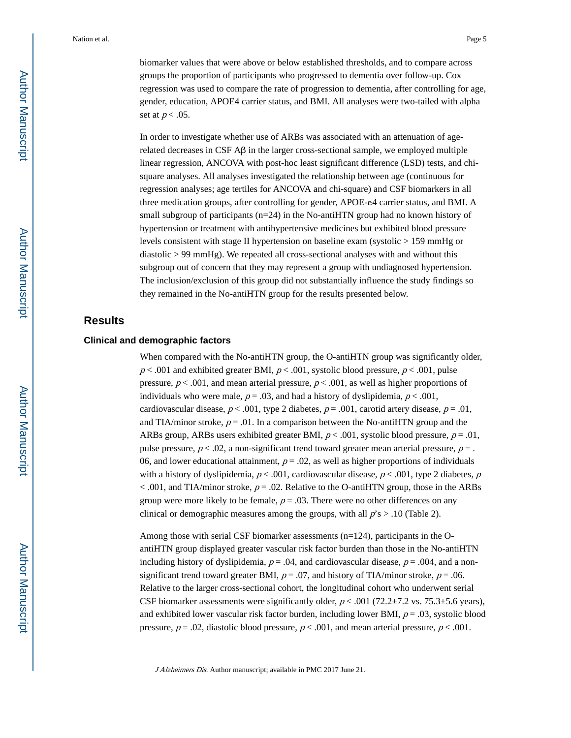biomarker values that were above or below established thresholds, and to compare across groups the proportion of participants who progressed to dementia over follow-up. Cox regression was used to compare the rate of progression to dementia, after controlling for age, gender, education, APOE4 carrier status, and BMI. All analyses were two-tailed with alpha set at $p < .05$.

In order to investigate whether use of ARBs was associated with an attenuation of age-related decreases in CSF Aβ in the larger cross-sectional sample, we employed multiple linear regression, ANCOVA with post-hoc least significant difference (LSD) tests, and chi-square analyses. All analyses investigated the relationship between age (continuous for regression analyses; age tertiles for ANCOVA and chi-square) and CSF biomarkers in all three medication groups, after controlling for gender, APOE-ε4 carrier status, and BMI. A small subgroup of participants (n=24) in the No-antiHTN group had no known history of hypertension or treatment with antihypertensive medicines but exhibited blood pressure levels consistent with stage II hypertension on baseline exam (systolic > 159 mmHg or diastolic > 99 mmHg). We repeated all cross-sectional analyses with and without this subgroup out of concern that they may represent a group with undiagnosed hypertension. The inclusion/exclusion of this group did not substantially influence the study findings so they remained in the No-antiHTN group for the results presented below.

## Results

### Clinical and demographic factors

When compared with the No-antiHTN group, the O-antiHTN group was significantly older, $p < .001$ and exhibited greater BMI, $p < .001$, systolic blood pressure, $p < .001$, pulse pressure, $p < .001$, and mean arterial pressure, $p < .001$, as well as higher proportions of individuals who were male, $p = .03$, and had a history of dyslipidemia, $p < .001$, cardiovascular disease, $p < .001$, type 2 diabetes, $p = .001$, carotid artery disease, $p = .01$, and TIA/minor stroke, $p = .01$. In a comparison between the No-antiHTN group and the ARBs group, ARBs users exhibited greater BMI, $p < .001$, systolic blood pressure, $p = .01$, pulse pressure, $p < .02$, a non-significant trend toward greater mean arterial pressure, $p = .06$, and lower educational attainment, $p = .02$, as well as higher proportions of individuals with a history of dyslipidemia, $p < .001$, cardiovascular disease, $p < .001$, type 2 diabetes, $p < .001$, and TIA/minor stroke, $p = .02$. Relative to the O-antiHTN group, those in the ARBs group were more likely to be female, $p = .03$. There were no other differences on any clinical or demographic measures among the groups, with all $p$'s > .10 (Table 2).

Among those with serial CSF biomarker assessments (n=124), participants in the O-antiHTN group displayed greater vascular risk factor burden than those in the No-antiHTN including history of dyslipidemia, $p = .04$, and cardiovascular disease, $p = .004$, and a non-significant trend toward greater BMI, $p = .07$, and history of TIA/minor stroke, $p = .06$. Relative to the larger cross-sectional cohort, the longitudinal cohort who underwent serial CSF biomarker assessments were significantly older, $p < .001$ (72.2±7.2 vs. 75.3±5.6 years), and exhibited lower vascular risk factor burden, including lower BMI, $p = .03$, systolic blood pressure, $p = .02$, diastolic blood pressure, $p < .001$, and mean arterial pressure, $p < .001$.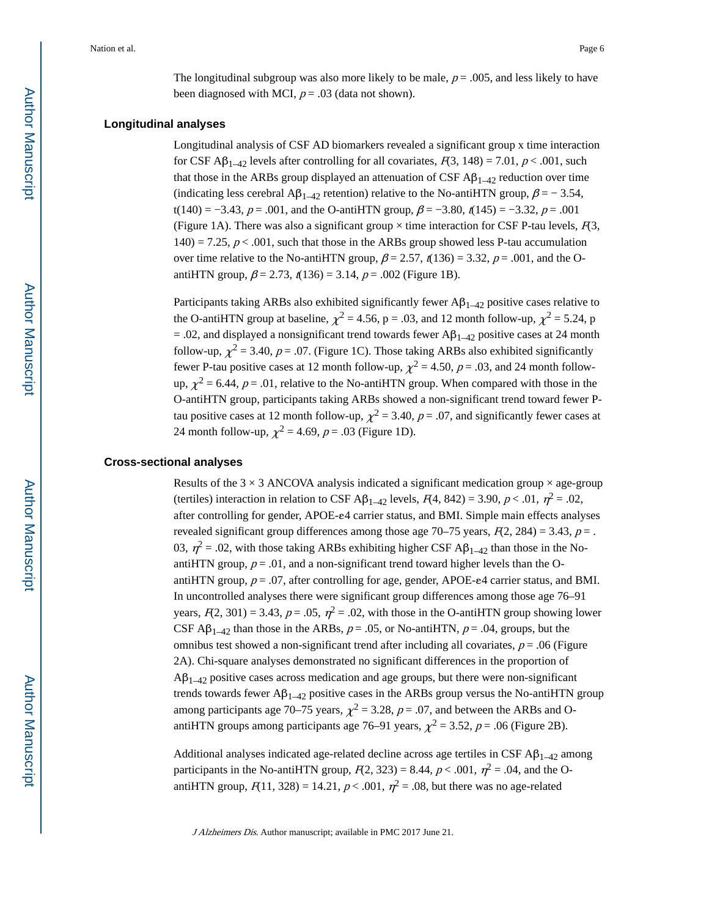The longitudinal subgroup was also more likely to be male, $p = .005$, and less likely to have been diagnosed with MCI, $p = .03$ (data not shown).

### Longitudinal analyses

Longitudinal analysis of CSF AD biomarkers revealed a significant group x time interaction for CSF $A\beta_{1\text{–}42}$ levels after controlling for all covariates, $F(3, 148) = 7.01$, $p < .001$, such that those in the ARBs group displayed an attenuation of CSF $A\beta_{1\text{–}42}$ reduction over time (indicating less cerebral $A\beta_{1\text{–}42}$ retention) relative to the No-antiHTN group, $\beta = -3.54$, $t(140) = -3.43$, $p = .001$, and the O-antiHTN group, $\beta = -3.80$, $t(145) = -3.32$, $p = .001$ (Figure 1A). There was also a significant group × time interaction for CSF P-tau levels, $F(3, 140) = 7.25$, $p < .001$, such that those in the ARBs group showed less P-tau accumulation over time relative to the No-antiHTN group, $\beta = 2.57$, $t(136) = 3.32$, $p = .001$, and the O-antiHTN group, $\beta = 2.73$, $t(136) = 3.14$, $p = .002$ (Figure 1B).

Participants taking ARBs also exhibited significantly fewer $A\beta_{1\text{–}42}$ positive cases relative to the O-antiHTN group at baseline, $\chi^2 = 4.56$, p = .03, and 12 month follow-up, $\chi^2 = 5.24$, p = .02, and displayed a nonsignificant trend towards fewer $A\beta_{1\text{–}42}$ positive cases at 24 month follow-up, $\chi^2 = 3.40$, $p = .07$. (Figure 1C). Those taking ARBs also exhibited significantly fewer P-tau positive cases at 12 month follow-up, $\chi^2 = 4.50$, $p = .03$, and 24 month follow-up, $\chi^2 = 6.44$, $p = .01$, relative to the No-antiHTN group. When compared with those in the O-antiHTN group, participants taking ARBs showed a non-significant trend toward fewer P-tau positive cases at 12 month follow-up, $\chi^2 = 3.40$, $p = .07$, and significantly fewer cases at 24 month follow-up, $\chi^2 = 4.69$, $p = .03$ (Figure 1D).

### Cross-sectional analyses

Results of the 3 × 3 ANCOVA analysis indicated a significant medication group × age-group (tertiles) interaction in relation to CSF $A\beta_{1\text{–}42}$ levels, $F(4, 842) = 3.90$, $p < .01$, $\eta^2 = .02$, after controlling for gender, APOE-ε4 carrier status, and BMI. Simple main effects analyses revealed significant group differences among those age 70–75 years, $F(2, 284) = 3.43$, $p = .03$, $\eta^2 = .02$, with those taking ARBs exhibiting higher CSF $A\beta_{1\text{–}42}$ than those in the No-antiHTN group, $p = .01$, and a non-significant trend toward higher levels than the O-antiHTN group, $p = .07$, after controlling for age, gender, APOE-ε4 carrier status, and BMI. In uncontrolled analyses there were significant group differences among those age 76–91 years, $F(2, 301) = 3.43$, $p = .05$, $\eta^2 = .02$, with those in the O-antiHTN group showing lower CSF $A\beta_{1\text{–}42}$ than those in the ARBs, $p = .05$, or No-antiHTN, $p = .04$, groups, but the omnibus test showed a non-significant trend after including all covariates, $p = .06$ (Figure 2A). Chi-square analyses demonstrated no significant differences in the proportion of $A\beta_{1\text{–}42}$ positive cases across medication and age groups, but there were non-significant trends towards fewer $A\beta_{1\text{–}42}$ positive cases in the ARBs group versus the No-antiHTN group among participants age 70–75 years, $\chi^2 = 3.28$, $p = .07$, and between the ARBs and O-antiHTN groups among participants age 76–91 years, $\chi^2 = 3.52$, $p = .06$ (Figure 2B).

Additional analyses indicated age-related decline across age tertiles in CSF $A\beta_{1\text{–}42}$ among participants in the No-antiHTN group, $F(2, 323) = 8.44$, $p < .001$, $\eta^2 = .04$, and the O-antiHTN group, $F(11, 328) = 14.21$, $p < .001$, $\eta^2 = .08$, but there was no age-related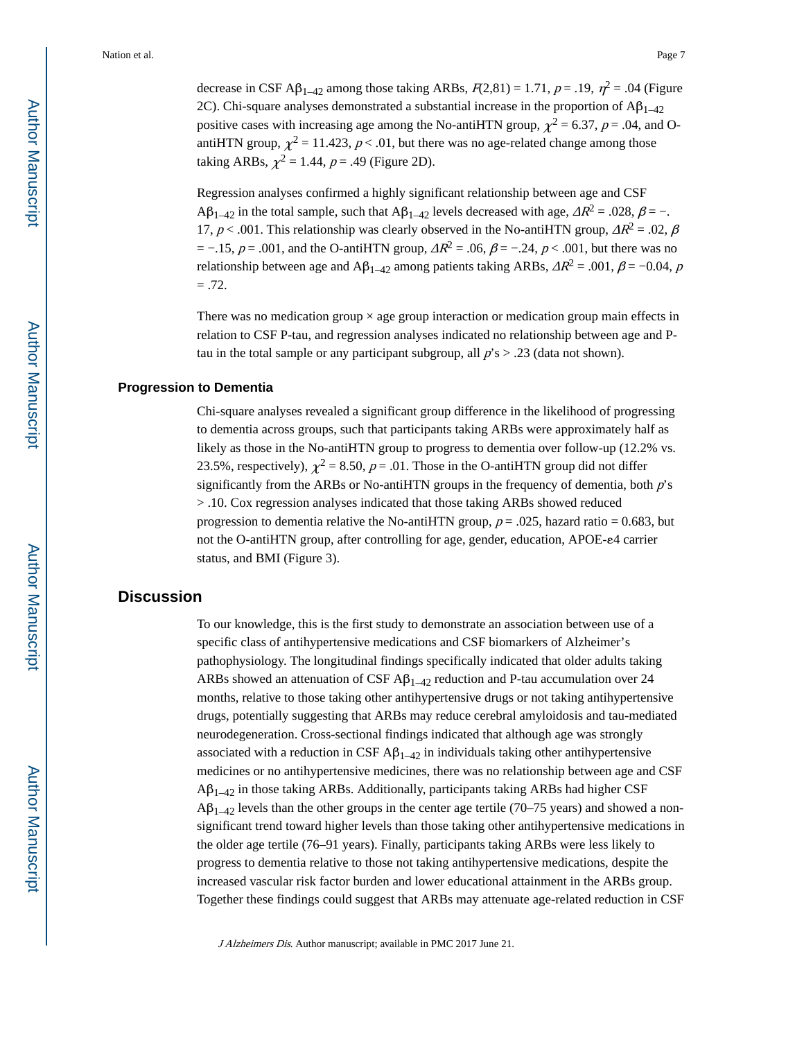decrease in CSF $A\beta_{1-42}$ among those taking ARBs, $F(2,81) = 1.71$, $p = .19$, $\eta^2 = .04$ (Figure 2C). Chi-square analyses demonstrated a substantial increase in the proportion of $A\beta_{1-42}$ positive cases with increasing age among the No-antiHTN group, $\chi^2 = 6.37$, $p = .04$, and O-antiHTN group, $\chi^2 = 11.423$, $p < .01$, but there was no age-related change among those taking ARBs, $\chi^2 = 1.44$, $p = .49$ (Figure 2D).

Regression analyses confirmed a highly significant relationship between age and CSF $A\beta_{1-42}$ in the total sample, such that $A\beta_{1-42}$ levels decreased with age, $\Delta R^2 = .028$, $\beta = -.17$, $p < .001$. This relationship was clearly observed in the No-antiHTN group, $\Delta R^2 = .02$, $\beta = -.15$, $p = .001$, and the O-antiHTN group, $\Delta R^2 = .06$, $\beta = -.24$, $p < .001$, but there was no relationship between age and $A\beta_{1-42}$ among patients taking ARBs, $\Delta R^2 = .001$, $\beta = -0.04$, $p = .72$.

There was no medication group × age group interaction or medication group main effects in relation to CSF P-tau, and regression analyses indicated no relationship between age and P-tau in the total sample or any participant subgroup, all $p$'s > .23 (data not shown).

### Progression to Dementia

Chi-square analyses revealed a significant group difference in the likelihood of progressing to dementia across groups, such that participants taking ARBs were approximately half as likely as those in the No-antiHTN group to progress to dementia over follow-up (12.2% vs. 23.5%, respectively), $\chi^2 = 8.50$, $p = .01$. Those in the O-antiHTN group did not differ significantly from the ARBs or No-antiHTN groups in the frequency of dementia, both $p$'s > .10. Cox regression analyses indicated that those taking ARBs showed reduced progression to dementia relative the No-antiHTN group, $p = .025$, hazard ratio = 0.683, but not the O-antiHTN group, after controlling for age, gender, education, APOE-ε4 carrier status, and BMI (Figure 3).

## Discussion

To our knowledge, this is the first study to demonstrate an association between use of a specific class of antihypertensive medications and CSF biomarkers of Alzheimer's pathophysiology. The longitudinal findings specifically indicated that older adults taking ARBs showed an attenuation of CSF $A\beta_{1-42}$ reduction and P-tau accumulation over 24 months, relative to those taking other antihypertensive drugs or not taking antihypertensive drugs, potentially suggesting that ARBs may reduce cerebral amyloidosis and tau-mediated neurodegeneration. Cross-sectional findings indicated that although age was strongly associated with a reduction in CSF $A\beta_{1-42}$ in individuals taking other antihypertensive medicines or no antihypertensive medicines, there was no relationship between age and CSF $A\beta_{1-42}$ in those taking ARBs. Additionally, participants taking ARBs had higher CSF $A\beta_{1-42}$ levels than the other groups in the center age tertile (70–75 years) and showed a non-significant trend toward higher levels than those taking other antihypertensive medications in the older age tertile (76–91 years). Finally, participants taking ARBs were less likely to progress to dementia relative to those not taking antihypertensive medications, despite the increased vascular risk factor burden and lower educational attainment in the ARBs group. Together these findings could suggest that ARBs may attenuate age-related reduction in CSF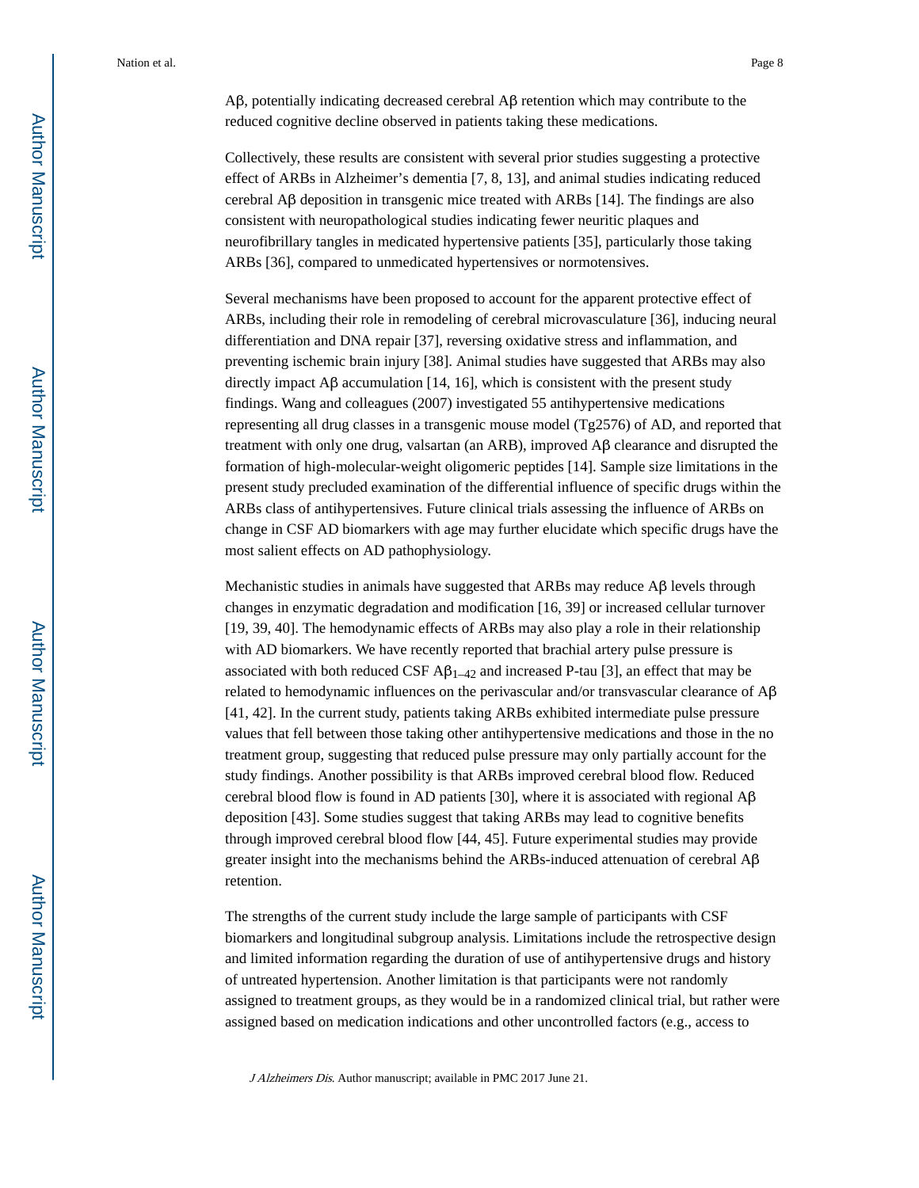Aβ, potentially indicating decreased cerebral Aβ retention which may contribute to the reduced cognitive decline observed in patients taking these medications.

Collectively, these results are consistent with several prior studies suggesting a protective effect of ARBs in Alzheimer's dementia [7, 8, 13], and animal studies indicating reduced cerebral Aβ deposition in transgenic mice treated with ARBs [14]. The findings are also consistent with neuropathological studies indicating fewer neuritic plaques and neurofibrillary tangles in medicated hypertensive patients [35], particularly those taking ARBs [36], compared to unmedicated hypertensives or normotensives.

Several mechanisms have been proposed to account for the apparent protective effect of ARBs, including their role in remodeling of cerebral microvasculature [36], inducing neural differentiation and DNA repair [37], reversing oxidative stress and inflammation, and preventing ischemic brain injury [38]. Animal studies have suggested that ARBs may also directly impact Aβ accumulation [14, 16], which is consistent with the present study findings. Wang and colleagues (2007) investigated 55 antihypertensive medications representing all drug classes in a transgenic mouse model (Tg2576) of AD, and reported that treatment with only one drug, valsartan (an ARB), improved Aβ clearance and disrupted the formation of high-molecular-weight oligomeric peptides [14]. Sample size limitations in the present study precluded examination of the differential influence of specific drugs within the ARBs class of antihypertensives. Future clinical trials assessing the influence of ARBs on change in CSF AD biomarkers with age may further elucidate which specific drugs have the most salient effects on AD pathophysiology.

Mechanistic studies in animals have suggested that ARBs may reduce Aβ levels through changes in enzymatic degradation and modification [16, 39] or increased cellular turnover [19, 39, 40]. The hemodynamic effects of ARBs may also play a role in their relationship with AD biomarkers. We have recently reported that brachial artery pulse pressure is associated with both reduced CSF $A\beta_{1-42}$ and increased P-tau [3], an effect that may be related to hemodynamic influences on the perivascular and/or transvascular clearance of Aβ [41, 42]. In the current study, patients taking ARBs exhibited intermediate pulse pressure values that fell between those taking other antihypertensive medications and those in the no treatment group, suggesting that reduced pulse pressure may only partially account for the study findings. Another possibility is that ARBs improved cerebral blood flow. Reduced cerebral blood flow is found in AD patients [30], where it is associated with regional Aβ deposition [43]. Some studies suggest that taking ARBs may lead to cognitive benefits through improved cerebral blood flow [44, 45]. Future experimental studies may provide greater insight into the mechanisms behind the ARBs-induced attenuation of cerebral Aβ retention.

The strengths of the current study include the large sample of participants with CSF biomarkers and longitudinal subgroup analysis. Limitations include the retrospective design and limited information regarding the duration of use of antihypertensive drugs and history of untreated hypertension. Another limitation is that participants were not randomly assigned to treatment groups, as they would be in a randomized clinical trial, but rather were assigned based on medication indications and other uncontrolled factors (e.g., access to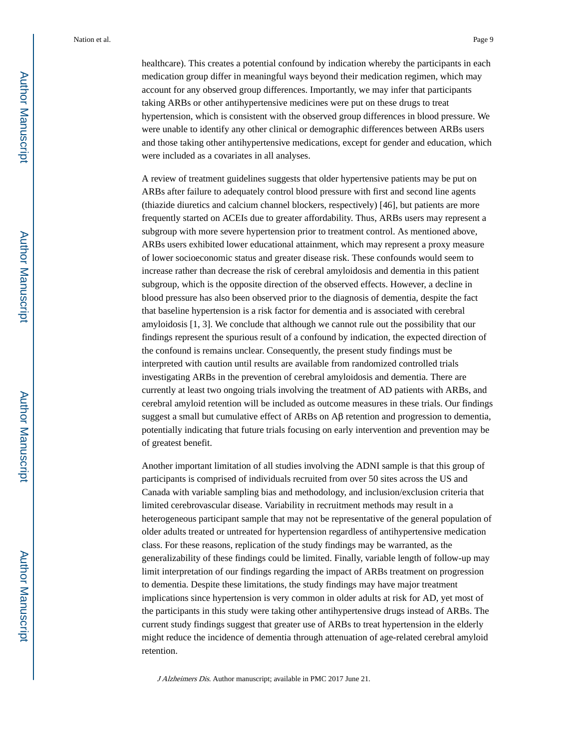healthcare). This creates a potential confound by indication whereby the participants in each medication group differ in meaningful ways beyond their medication regimen, which may account for any observed group differences. Importantly, we may infer that participants taking ARBs or other antihypertensive medicines were put on these drugs to treat hypertension, which is consistent with the observed group differences in blood pressure. We were unable to identify any other clinical or demographic differences between ARBs users and those taking other antihypertensive medications, except for gender and education, which were included as a covariates in all analyses.

A review of treatment guidelines suggests that older hypertensive patients may be put on ARBs after failure to adequately control blood pressure with first and second line agents (thiazide diuretics and calcium channel blockers, respectively) [46], but patients are more frequently started on ACEIs due to greater affordability. Thus, ARBs users may represent a subgroup with more severe hypertension prior to treatment control. As mentioned above, ARBs users exhibited lower educational attainment, which may represent a proxy measure of lower socioeconomic status and greater disease risk. These confounds would seem to increase rather than decrease the risk of cerebral amyloidosis and dementia in this patient subgroup, which is the opposite direction of the observed effects. However, a decline in blood pressure has also been observed prior to the diagnosis of dementia, despite the fact that baseline hypertension is a risk factor for dementia and is associated with cerebral amyloidosis [1, 3]. We conclude that although we cannot rule out the possibility that our findings represent the spurious result of a confound by indication, the expected direction of the confound is remains unclear. Consequently, the present study findings must be interpreted with caution until results are available from randomized controlled trials investigating ARBs in the prevention of cerebral amyloidosis and dementia. There are currently at least two ongoing trials involving the treatment of AD patients with ARBs, and cerebral amyloid retention will be included as outcome measures in these trials. Our findings suggest a small but cumulative effect of ARBs on Aβ retention and progression to dementia, potentially indicating that future trials focusing on early intervention and prevention may be of greatest benefit.

Another important limitation of all studies involving the ADNI sample is that this group of participants is comprised of individuals recruited from over 50 sites across the US and Canada with variable sampling bias and methodology, and inclusion/exclusion criteria that limited cerebrovascular disease. Variability in recruitment methods may result in a heterogeneous participant sample that may not be representative of the general population of older adults treated or untreated for hypertension regardless of antihypertensive medication class. For these reasons, replication of the study findings may be warranted, as the generalizability of these findings could be limited. Finally, variable length of follow-up may limit interpretation of our findings regarding the impact of ARBs treatment on progression to dementia. Despite these limitations, the study findings may have major treatment implications since hypertension is very common in older adults at risk for AD, yet most of the participants in this study were taking other antihypertensive drugs instead of ARBs. The current study findings suggest that greater use of ARBs to treat hypertension in the elderly might reduce the incidence of dementia through attenuation of age-related cerebral amyloid retention.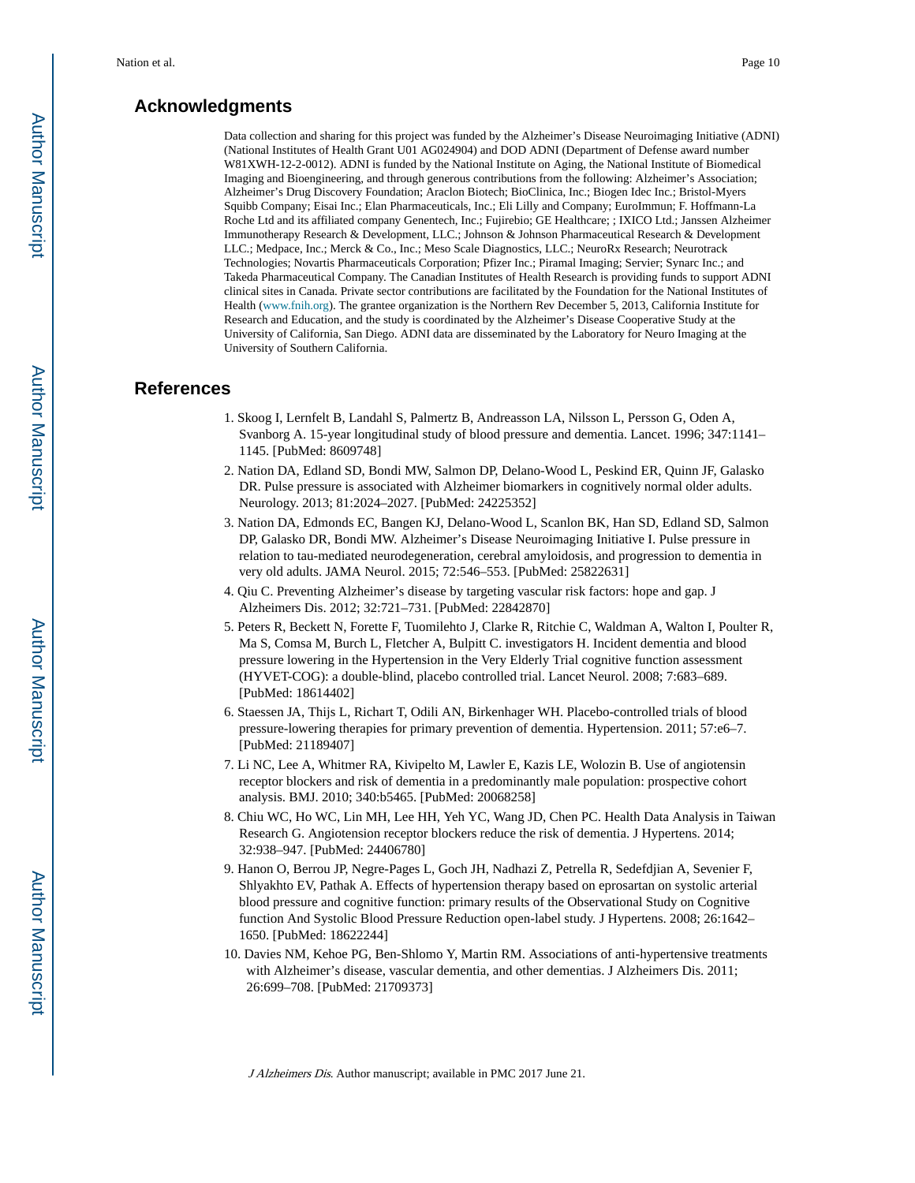## Acknowledgments

Data collection and sharing for this project was funded by the Alzheimer's Disease Neuroimaging Initiative (ADNI) (National Institutes of Health Grant U01 AG024904) and DOD ADNI (Department of Defense award number W81XWH-12-2-0012). ADNI is funded by the National Institute on Aging, the National Institute of Biomedical Imaging and Bioengineering, and through generous contributions from the following: Alzheimer's Association; Alzheimer's Drug Discovery Foundation; Araclon Biotech; BioClinica, Inc.; Biogen Idec Inc.; Bristol-Myers Squibb Company; Eisai Inc.; Elan Pharmaceuticals, Inc.; Eli Lilly and Company; EuroImmun; F. Hoffmann-La Roche Ltd and its affiliated company Genentech, Inc.; Fujirebio; GE Healthcare; ; IXICO Ltd.; Janssen Alzheimer Immunotherapy Research & Development, LLC.; Johnson & Johnson Pharmaceutical Research & Development LLC.; Medpace, Inc.; Merck & Co., Inc.; Meso Scale Diagnostics, LLC.; NeuroRx Research; Neurotrack Technologies; Novartis Pharmaceuticals Corporation; Pfizer Inc.; Piramal Imaging; Servier; Synarc Inc.; and Takeda Pharmaceutical Company. The Canadian Institutes of Health Research is providing funds to support ADNI clinical sites in Canada. Private sector contributions are facilitated by the Foundation for the National Institutes of Health (www.fnih.org). The grantee organization is the Northern Rev December 5, 2013, California Institute for Research and Education, and the study is coordinated by the Alzheimer's Disease Cooperative Study at the University of California, San Diego. ADNI data are disseminated by the Laboratory for Neuro Imaging at the University of Southern California.

## References

1. Skoog I, Lernfelt B, Landahl S, Palmertz B, Andreasson LA, Nilsson L, Persson G, Oden A, Svanborg A. 15-year longitudinal study of blood pressure and dementia. Lancet. 1996; 347:1141–1145. [PubMed: 8609748]
2. Nation DA, Edland SD, Bondi MW, Salmon DP, Delano-Wood L, Peskind ER, Quinn JF, Galasko DR. Pulse pressure is associated with Alzheimer biomarkers in cognitively normal older adults. Neurology. 2013; 81:2024–2027. [PubMed: 24225352]
3. Nation DA, Edmonds EC, Bangen KJ, Delano-Wood L, Scanlon BK, Han SD, Edland SD, Salmon DP, Galasko DR, Bondi MW. Alzheimer's Disease Neuroimaging Initiative I. Pulse pressure in relation to tau-mediated neurodegeneration, cerebral amyloidosis, and progression to dementia in very old adults. JAMA Neurol. 2015; 72:546–553. [PubMed: 25822631]
4. Qiu C. Preventing Alzheimer's disease by targeting vascular risk factors: hope and gap. J Alzheimers Dis. 2012; 32:721–731. [PubMed: 22842870]
5. Peters R, Beckett N, Forette F, Tuomilehto J, Clarke R, Ritchie C, Waldman A, Walton I, Poulter R, Ma S, Comsa M, Burch L, Fletcher A, Bulpitt C. investigators H. Incident dementia and blood pressure lowering in the Hypertension in the Very Elderly Trial cognitive function assessment (HYVET-COG): a double-blind, placebo controlled trial. Lancet Neurol. 2008; 7:683–689. [PubMed: 18614402]
6. Staessen JA, Thijs L, Richart T, Odili AN, Birkenhager WH. Placebo-controlled trials of blood pressure-lowering therapies for primary prevention of dementia. Hypertension. 2011; 57:e6–7. [PubMed: 21189407]
7. Li NC, Lee A, Whitmer RA, Kivipelto M, Lawler E, Kazis LE, Wolozin B. Use of angiotensin receptor blockers and risk of dementia in a predominantly male population: prospective cohort analysis. BMJ. 2010; 340:b5465. [PubMed: 20068258]
8. Chiu WC, Ho WC, Lin MH, Lee HH, Yeh YC, Wang JD, Chen PC. Health Data Analysis in Taiwan Research G. Angiotension receptor blockers reduce the risk of dementia. J Hypertens. 2014; 32:938–947. [PubMed: 24406780]
9. Hanon O, Berrou JP, Negre-Pages L, Goch JH, Nadhazi Z, Petrella R, Sedefdjian A, Sevenier F, Shlyakhto EV, Pathak A. Effects of hypertension therapy based on eprosartan on systolic arterial blood pressure and cognitive function: primary results of the Observational Study on Cognitive function And Systolic Blood Pressure Reduction open-label study. J Hypertens. 2008; 26:1642–1650. [PubMed: 18622244]
10. Davies NM, Kehoe PG, Ben-Shlomo Y, Martin RM. Associations of anti-hypertensive treatments with Alzheimer's disease, vascular dementia, and other dementias. J Alzheimers Dis. 2011; 26:699–708. [PubMed: 21709373]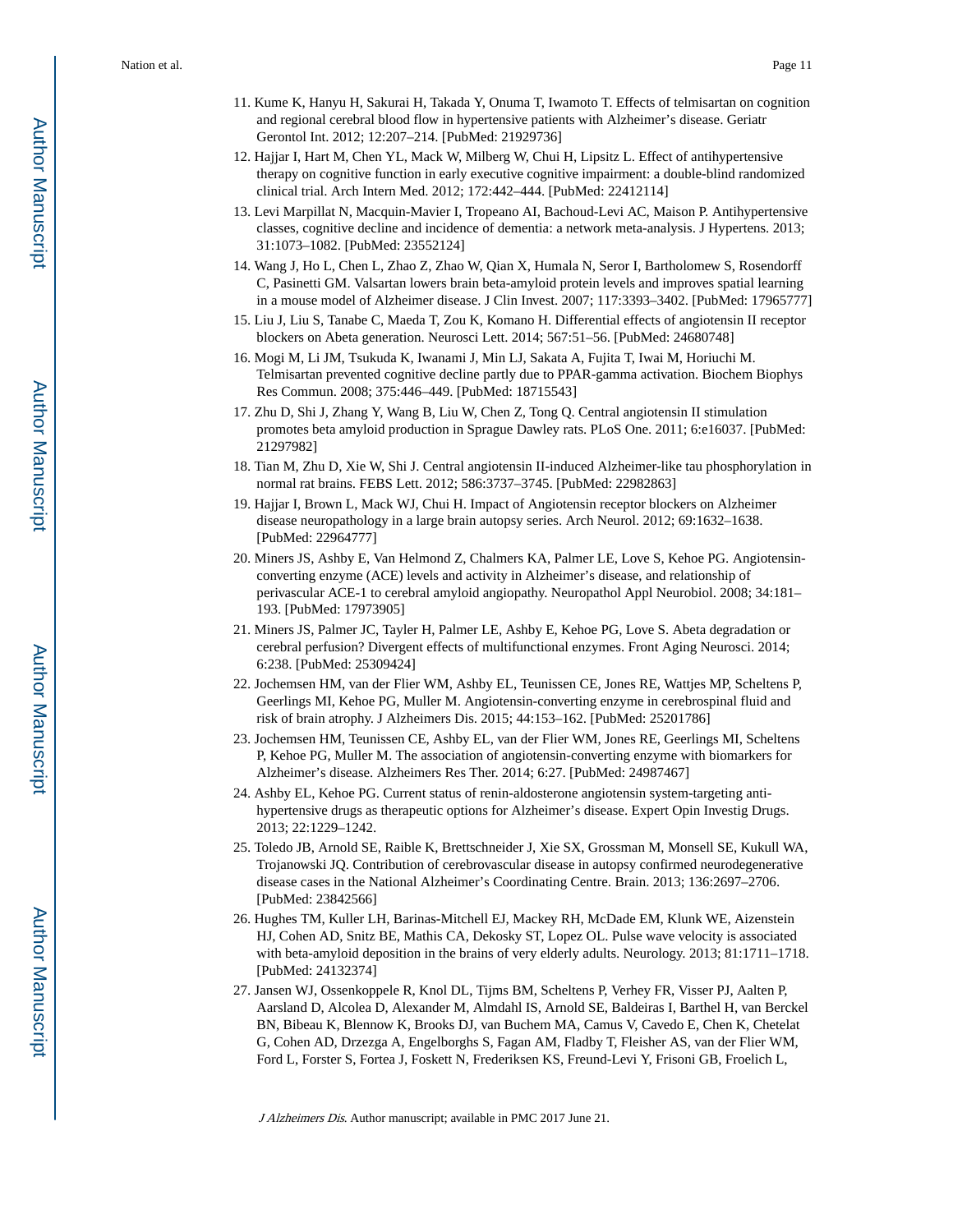11. Kume K, Hanyu H, Sakurai H, Takada Y, Onuma T, Iwamoto T. Effects of telmisartan on cognition and regional cerebral blood flow in hypertensive patients with Alzheimer's disease. Geriatr Gerontol Int. 2012; 12:207–214. [PubMed: 21929736]
12. Hajjar I, Hart M, Chen YL, Mack W, Milberg W, Chui H, Lipsitz L. Effect of antihypertensive therapy on cognitive function in early executive cognitive impairment: a double-blind randomized clinical trial. Arch Intern Med. 2012; 172:442–444. [PubMed: 22412114]
13. Levi Marpillat N, Macquin-Mavier I, Tropeano AI, Bachoud-Levi AC, Maison P. Antihypertensive classes, cognitive decline and incidence of dementia: a network meta-analysis. J Hypertens. 2013; 31:1073–1082. [PubMed: 23552124]
14. Wang J, Ho L, Chen L, Zhao Z, Zhao W, Qian X, Humala N, Seror I, Bartholomew S, Rosendorff C, Pasinetti GM. Valsartan lowers brain beta-amyloid protein levels and improves spatial learning in a mouse model of Alzheimer disease. J Clin Invest. 2007; 117:3393–3402. [PubMed: 17965777]
15. Liu J, Liu S, Tanabe C, Maeda T, Zou K, Komano H. Differential effects of angiotensin II receptor blockers on Abeta generation. Neurosci Lett. 2014; 567:51–56. [PubMed: 24680748]
16. Mogi M, Li JM, Tsukuda K, Iwanami J, Min LJ, Sakata A, Fujita T, Iwai M, Horiuchi M. Telmisartan prevented cognitive decline partly due to PPAR-gamma activation. Biochem Biophys Res Commun. 2008; 375:446–449. [PubMed: 18715543]
17. Zhu D, Shi J, Zhang Y, Wang B, Liu W, Chen Z, Tong Q. Central angiotensin II stimulation promotes beta amyloid production in Sprague Dawley rats. PLoS One. 2011; 6:e16037. [PubMed: 21297982]
18. Tian M, Zhu D, Xie W, Shi J. Central angiotensin II-induced Alzheimer-like tau phosphorylation in normal rat brains. FEBS Lett. 2012; 586:3737–3745. [PubMed: 22982863]
19. Hajjar I, Brown L, Mack WJ, Chui H. Impact of Angiotensin receptor blockers on Alzheimer disease neuropathology in a large brain autopsy series. Arch Neurol. 2012; 69:1632–1638. [PubMed: 22964777]
20. Miners JS, Ashby E, Van Helmond Z, Chalmers KA, Palmer LE, Love S, Kehoe PG. Angiotensin-converting enzyme (ACE) levels and activity in Alzheimer's disease, and relationship of perivascular ACE-1 to cerebral amyloid angiopathy. Neuropathol Appl Neurobiol. 2008; 34:181–193. [PubMed: 17973905]
21. Miners JS, Palmer JC, Tayler H, Palmer LE, Ashby E, Kehoe PG, Love S. Abeta degradation or cerebral perfusion? Divergent effects of multifunctional enzymes. Front Aging Neurosci. 2014; 6:238. [PubMed: 25309424]
22. Jochemsen HM, van der Flier WM, Ashby EL, Teunissen CE, Jones RE, Wattjes MP, Scheltens P, Geerlings MI, Kehoe PG, Muller M. Angiotensin-converting enzyme in cerebrospinal fluid and risk of brain atrophy. J Alzheimers Dis. 2015; 44:153–162. [PubMed: 25201786]
23. Jochemsen HM, Teunissen CE, Ashby EL, van der Flier WM, Jones RE, Geerlings MI, Scheltens P, Kehoe PG, Muller M. The association of angiotensin-converting enzyme with biomarkers for Alzheimer's disease. Alzheimers Res Ther. 2014; 6:27. [PubMed: 24987467]
24. Ashby EL, Kehoe PG. Current status of renin-aldosterone angiotensin system-targeting anti-hypertensive drugs as therapeutic options for Alzheimer's disease. Expert Opin Investig Drugs. 2013; 22:1229–1242.
25. Toledo JB, Arnold SE, Raible K, Brettschneider J, Xie SX, Grossman M, Monsell SE, Kukull WA, Trojanowski JQ. Contribution of cerebrovascular disease in autopsy confirmed neurodegenerative disease cases in the National Alzheimer's Coordinating Centre. Brain. 2013; 136:2697–2706. [PubMed: 23842566]
26. Hughes TM, Kuller LH, Barinas-Mitchell EJ, Mackey RH, McDade EM, Klunk WE, Aizenstein HJ, Cohen AD, Snitz BE, Mathis CA, Dekosky ST, Lopez OL. Pulse wave velocity is associated with beta-amyloid deposition in the brains of very elderly adults. Neurology. 2013; 81:1711–1718. [PubMed: 24132374]
27. Jansen WJ, Ossenkoppele R, Knol DL, Tijms BM, Scheltens P, Verhey FR, Visser PJ, Aalten P, Aarsland D, Alcolea D, Alexander M, Almdahl IS, Arnold SE, Baldeiras I, Barthel H, van Berckel BN, Bibeau K, Blennow K, Brooks DJ, van Buchem MA, Camus V, Cavedo E, Chen K, Chetelat G, Cohen AD, Drzezga A, Engelborghs S, Fagan AM, Fladby T, Fleisher AS, van der Flier WM, Ford L, Forster S, Fortea J, Foskett N, Frederiksen KS, Freund-Levi Y, Frisoni GB, Froelich L,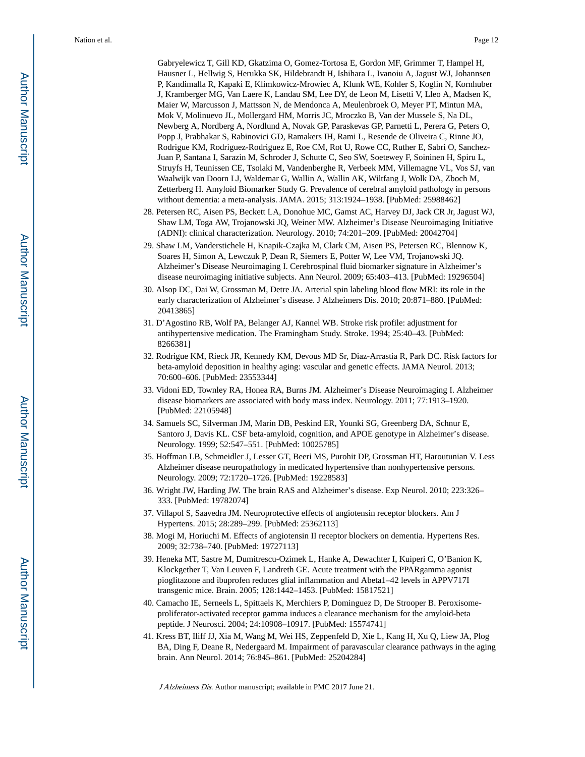Gabryelewicz T, Gill KD, Gkatzima O, Gomez-Tortosa E, Gordon MF, Grimmer T, Hampel H, Hausner L, Hellwig S, Herukka SK, Hildebrandt H, Ishihara L, Ivanoiu A, Jagust WJ, Johannsen P, Kandimalla R, Kapaki E, Klimkowicz-Mrowiec A, Klunk WE, Kohler S, Koglin N, Kornhuber J, Kramberger MG, Van Laere K, Landau SM, Lee DY, de Leon M, Lisetti V, Lleo A, Madsen K, Maier W, Marcusson J, Mattsson N, de Mendonca A, Meulenbroek O, Meyer PT, Mintun MA, Mok V, Molinuevo JL, Mollergard HM, Morris JC, Mroczko B, Van der Mussele S, Na DL, Newberg A, Nordberg A, Nordlund A, Novak GP, Paraskevas GP, Parnetti L, Perera G, Peters O, Popp J, Prabhakar S, Rabinovici GD, Ramakers IH, Rami L, Resende de Oliveira C, Rinne JO, Rodrigue KM, Rodriguez-Rodriguez E, Roe CM, Rot U, Rowe CC, Ruther E, Sabri O, Sanchez-Juan P, Santana I, Sarazin M, Schroder J, Schutte C, Seo SW, Soetewey F, Soininen H, Spiru L, Struyfs H, Teunissen CE, Tsolaki M, Vandenberghe R, Verbeek MM, Villemagne VL, Vos SJ, van Waalwijk van Doorn LJ, Waldemar G, Wallin A, Wallin AK, Wiltfang J, Wolk DA, Zboch M, Zetterberg H. Amyloid Biomarker Study G. Prevalence of cerebral amyloid pathology in persons without dementia: a meta-analysis. JAMA. 2015; 313:1924–1938. [PubMed: 25988462]

28. Petersen RC, Aisen PS, Beckett LA, Donohue MC, Gamst AC, Harvey DJ, Jack CR Jr, Jagust WJ, Shaw LM, Toga AW, Trojanowski JQ, Weiner MW. Alzheimer's Disease Neuroimaging Initiative (ADNI): clinical characterization. Neurology. 2010; 74:201–209. [PubMed: 20042704]
29. Shaw LM, Vanderstichele H, Knapik-Czajka M, Clark CM, Aisen PS, Petersen RC, Blennow K, Soares H, Simon A, Lewczuk P, Dean R, Siemers E, Potter W, Lee VM, Trojanowski JQ. Alzheimer's Disease Neuroimaging I. Cerebrospinal fluid biomarker signature in Alzheimer's disease neuroimaging initiative subjects. Ann Neurol. 2009; 65:403–413. [PubMed: 19296504]
30. Alsop DC, Dai W, Grossman M, Detre JA. Arterial spin labeling blood flow MRI: its role in the early characterization of Alzheimer's disease. J Alzheimers Dis. 2010; 20:871–880. [PubMed: 20413865]
31. D'Agostino RB, Wolf PA, Belanger AJ, Kannel WB. Stroke risk profile: adjustment for antihypertensive medication. The Framingham Study. Stroke. 1994; 25:40–43. [PubMed: 8266381]
32. Rodrigue KM, Rieck JR, Kennedy KM, Devous MD Sr, Diaz-Arrastia R, Park DC. Risk factors for beta-amyloid deposition in healthy aging: vascular and genetic effects. JAMA Neurol. 2013; 70:600–606. [PubMed: 23553344]
33. Vidoni ED, Townley RA, Honea RA, Burns JM. Alzheimer's Disease Neuroimaging I. Alzheimer disease biomarkers are associated with body mass index. Neurology. 2011; 77:1913–1920. [PubMed: 22105948]
34. Samuels SC, Silverman JM, Marin DB, Peskind ER, Younki SG, Greenberg DA, Schnur E, Santoro J, Davis KL. CSF beta-amyloid, cognition, and APOE genotype in Alzheimer's disease. Neurology. 1999; 52:547–551. [PubMed: 10025785]
35. Hoffman LB, Schmeidler J, Lesser GT, Beeri MS, Purohit DP, Grossman HT, Haroutunian V. Less Alzheimer disease neuropathology in medicated hypertensive than nonhypertensive persons. Neurology. 2009; 72:1720–1726. [PubMed: 19228583]
36. Wright JW, Harding JW. The brain RAS and Alzheimer's disease. Exp Neurol. 2010; 223:326–333. [PubMed: 19782074]
37. Villapol S, Saavedra JM. Neuroprotective effects of angiotensin receptor blockers. Am J Hypertens. 2015; 28:289–299. [PubMed: 25362113]
38. Mogi M, Horiuchi M. Effects of angiotensin II receptor blockers on dementia. Hypertens Res. 2009; 32:738–740. [PubMed: 19727113]
39. Heneka MT, Sastre M, Dumitrescu-Ozimek L, Hanke A, Dewachter I, Kuiperi C, O'Banion K, Klockgether T, Van Leuven F, Landreth GE. Acute treatment with the PPARgamma agonist pioglitazone and ibuprofen reduces glial inflammation and Abeta1–42 levels in APPV717I transgenic mice. Brain. 2005; 128:1442–1453. [PubMed: 15817521]
40. Camacho IE, Serneels L, Spittaels K, Merchiers P, Dominguez D, De Strooper B. Peroxisome-proliferator-activated receptor gamma induces a clearance mechanism for the amyloid-beta peptide. J Neurosci. 2004; 24:10908–10917. [PubMed: 15574741]
41. Kress BT, Iliff JJ, Xia M, Wang M, Wei HS, Zeppenfeld D, Xie L, Kang H, Xu Q, Liew JA, Plog BA, Ding F, Deane R, Nedergaard M. Impairment of paravascular clearance pathways in the aging brain. Ann Neurol. 2014; 76:845–861. [PubMed: 25204284]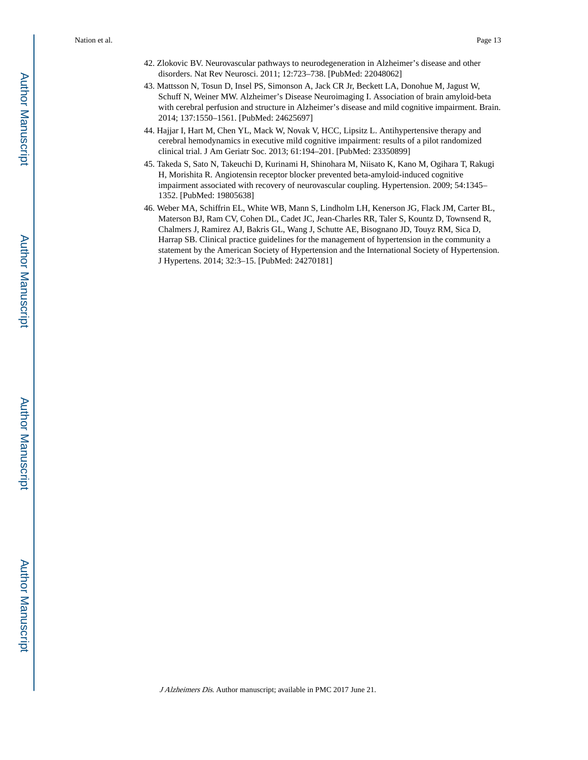42. Zlokovic BV. Neurovascular pathways to neurodegeneration in Alzheimer's disease and other disorders. Nat Rev Neurosci. 2011; 12:723–738. [PubMed: 22048062]
43. Mattsson N, Tosun D, Insel PS, Simonson A, Jack CR Jr, Beckett LA, Donohue M, Jagust W, Schuff N, Weiner MW. Alzheimer's Disease Neuroimaging I. Association of brain amyloid-beta with cerebral perfusion and structure in Alzheimer's disease and mild cognitive impairment. Brain. 2014; 137:1550–1561. [PubMed: 24625697]
44. Hajjar I, Hart M, Chen YL, Mack W, Novak V, HCC, Lipsitz L. Antihypertensive therapy and cerebral hemodynamics in executive mild cognitive impairment: results of a pilot randomized clinical trial. J Am Geriatr Soc. 2013; 61:194–201. [PubMed: 23350899]
45. Takeda S, Sato N, Takeuchi D, Kurinami H, Shinohara M, Niisato K, Kano M, Ogihara T, Rakugi H, Morishita R. Angiotensin receptor blocker prevented beta-amyloid-induced cognitive impairment associated with recovery of neurovascular coupling. Hypertension. 2009; 54:1345–1352. [PubMed: 19805638]
46. Weber MA, Schiffrin EL, White WB, Mann S, Lindholm LH, Kenerson JG, Flack JM, Carter BL, Materson BJ, Ram CV, Cohen DL, Cadet JC, Jean-Charles RR, Taler S, Kountz D, Townsend R, Chalmers J, Ramirez AJ, Bakris GL, Wang J, Schutte AE, Bisognano JD, Touyz RM, Sica D, Harrap SB. Clinical practice guidelines for the management of hypertension in the community a statement by the American Society of Hypertension and the International Society of Hypertension. J Hypertens. 2014; 32:3–15. [PubMed: 24270181]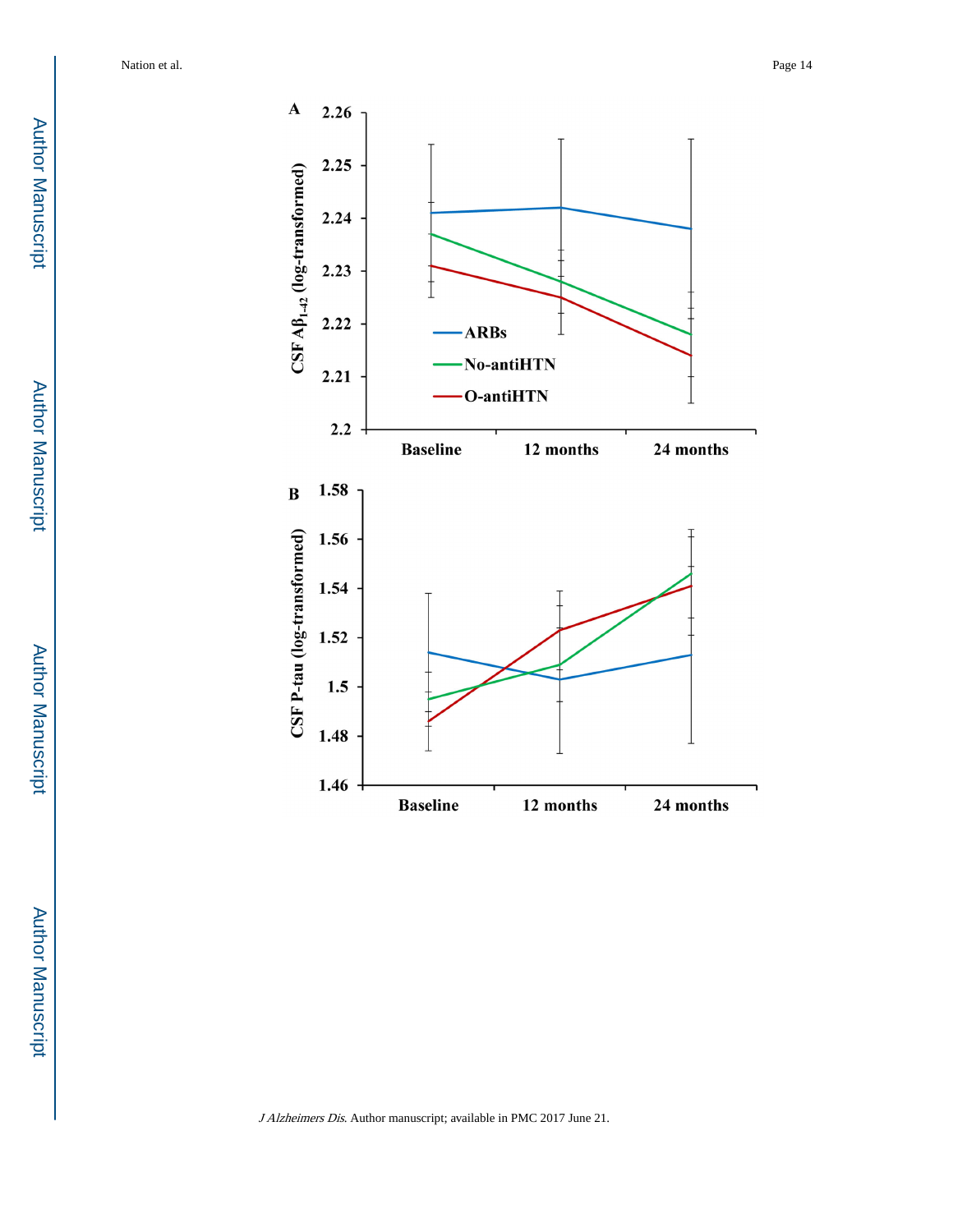**A**

CSF A$\beta_{1-42}$ (log-transformed)

2.26, 2.25, 2.24, 2.23, 2.22, 2.21, 2.2

Baseline, 12 months, 24 months

ARBs

No-antiHTN

O-antiHTN

**B**

CSF P-tau (log-transformed)

1.58, 1.56, 1.54, 1.52, 1.5, 1.48, 1.46

Baseline, 12 months, 24 months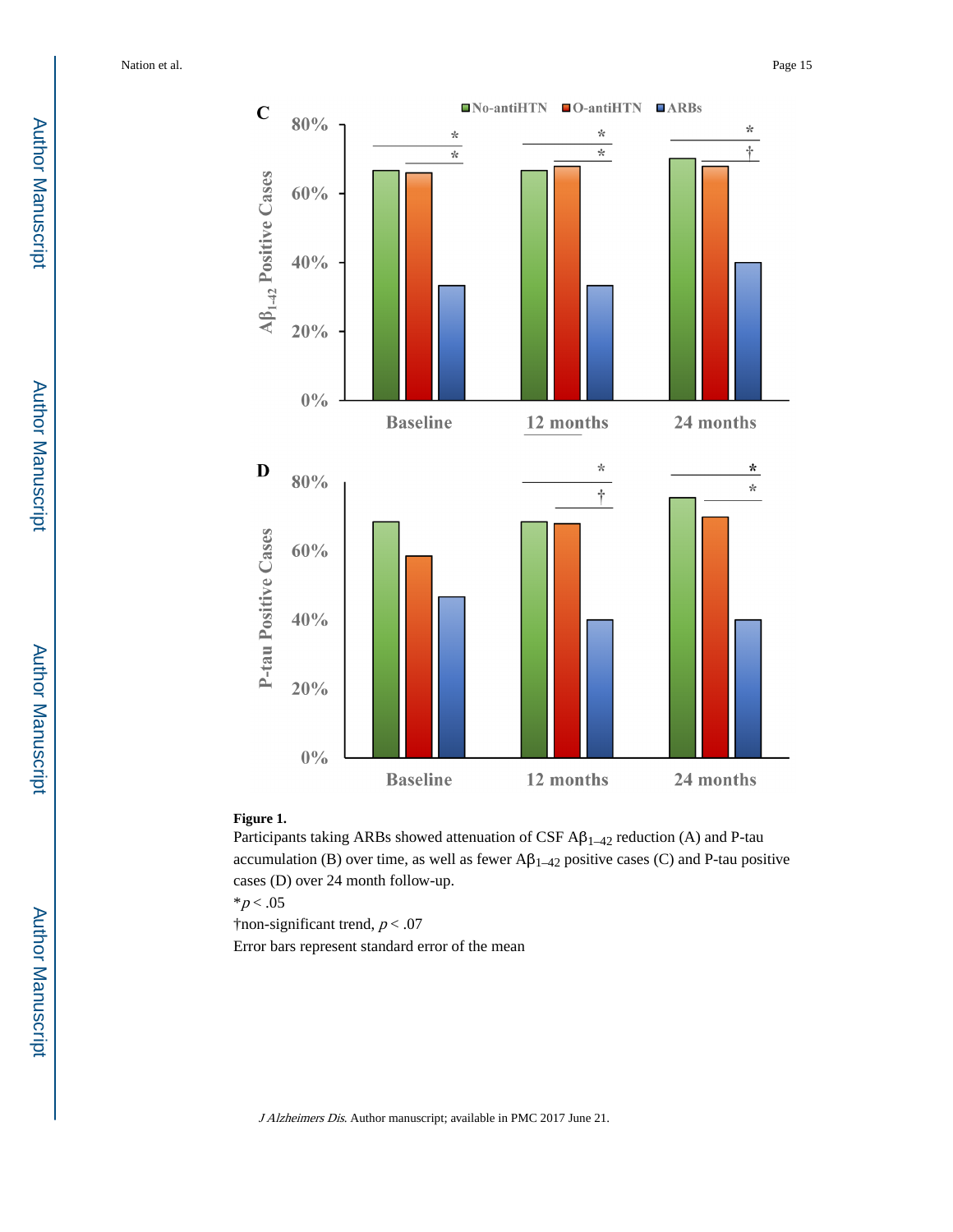**Figure 1.**

Participants taking ARBs showed attenuation of CSF $A\beta_{1-42}$ reduction (A) and P-tau accumulation (B) over time, as well as fewer $A\beta_{1-42}$ positive cases (C) and P-tau positive cases (D) over 24 month follow-up.

*$p < .05$

†non-significant trend, $p < .07$

Error bars represent standard error of the mean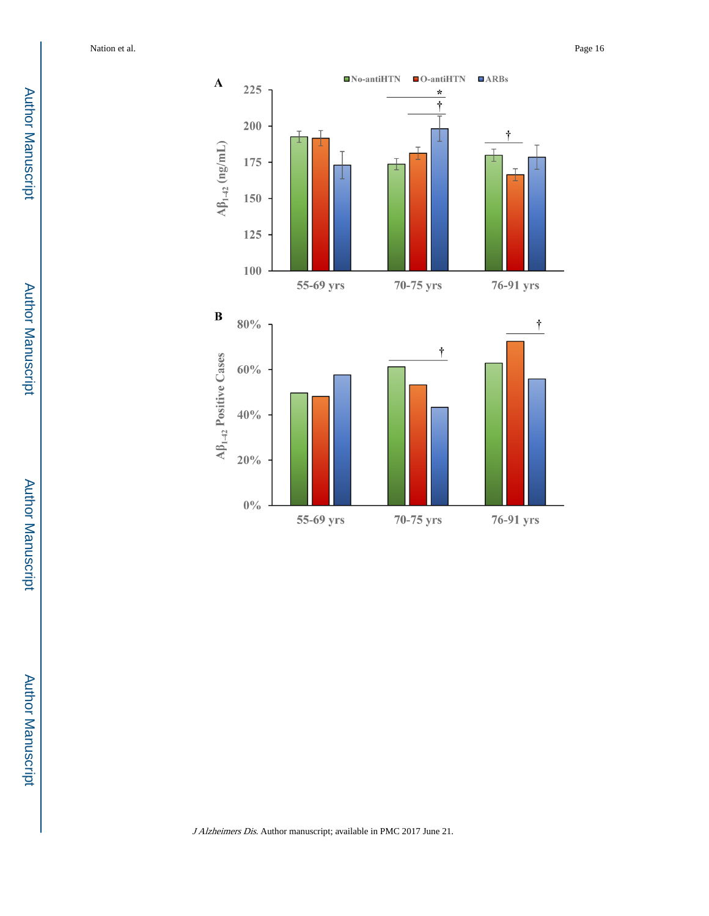A

No-antiHTN | O-antiHTN | ARBs

$A\beta_{1-42}$ (ng/mL)

55-69 yrs | 70-75 yrs | 76-91 yrs

B

$A\beta_{1-42}$ Positive Cases

55-69 yrs | 70-75 yrs | 76-91 yrs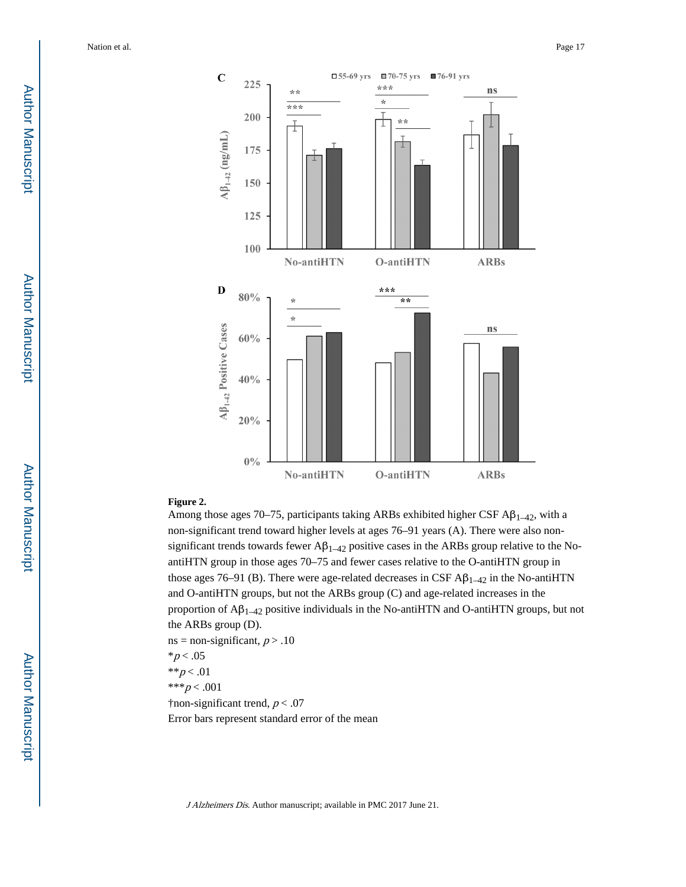**Figure 2.**

Among those ages 70–75, participants taking ARBs exhibited higher CSF $A\beta_{1-42}$, with a non-significant trend toward higher levels at ages 76–91 years (A). There were also non-significant trends towards fewer $A\beta_{1-42}$ positive cases in the ARBs group relative to the No-antiHTN group in those ages 70–75 and fewer cases relative to the O-antiHTN group in those ages 76–91 (B). There were age-related decreases in CSF $A\beta_{1-42}$ in the No-antiHTN and O-antiHTN groups, but not the ARBs group (C) and age-related increases in the proportion of $A\beta_{1-42}$ positive individuals in the No-antiHTN and O-antiHTN groups, but not the ARBs group (D).

ns = non-significant, $p > .10$

*$p < .05$

**$p < .01$

***$p < .001$

†non-significant trend, $p < .07$

Error bars represent standard error of the mean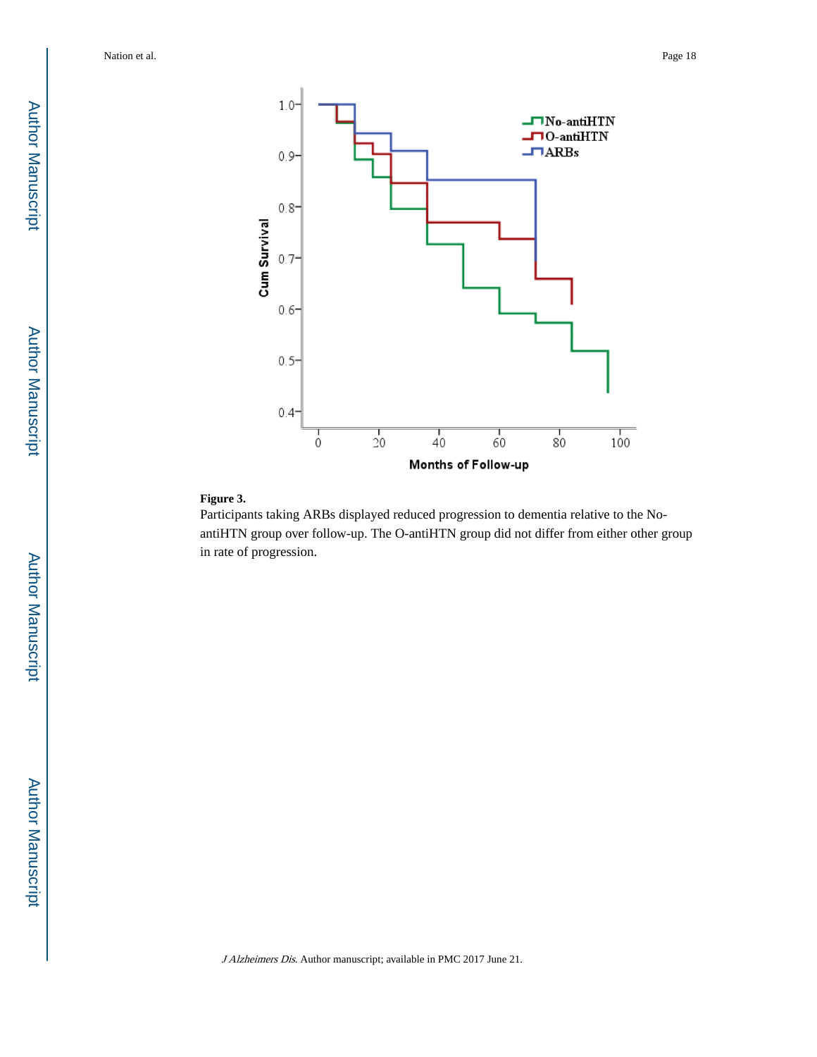**Figure 3.**

Participants taking ARBs displayed reduced progression to dementia relative to the No-antiHTN group over follow-up. The O-antiHTN group did not differ from either other group in rate of progression.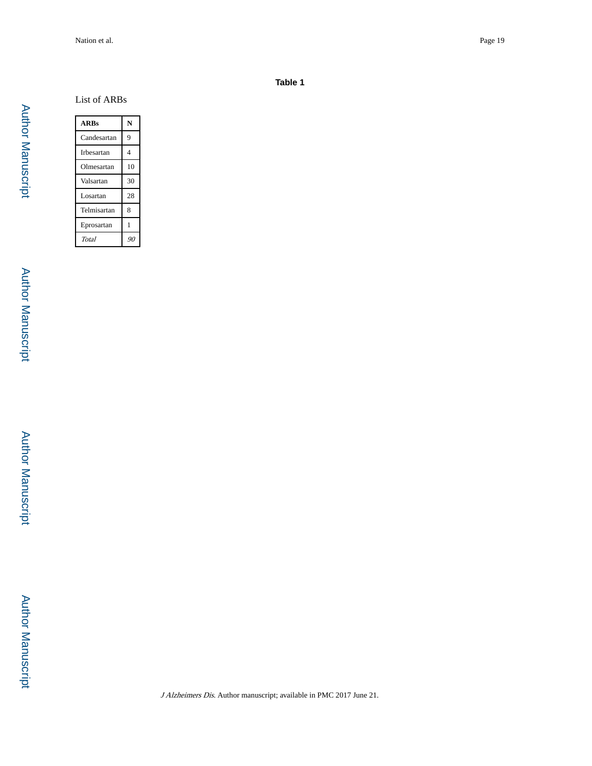## Table 1

List of ARBs

| ARBs | N |
|---|---|
| Candesartan | 9 |
| Irbesartan | 4 |
| Olmesartan | 10 |
| Valsartan | 30 |
| Losartan | 28 |
| Telmisartan | 8 |
| Eprosartan | 1 |
| *Total* | *90* |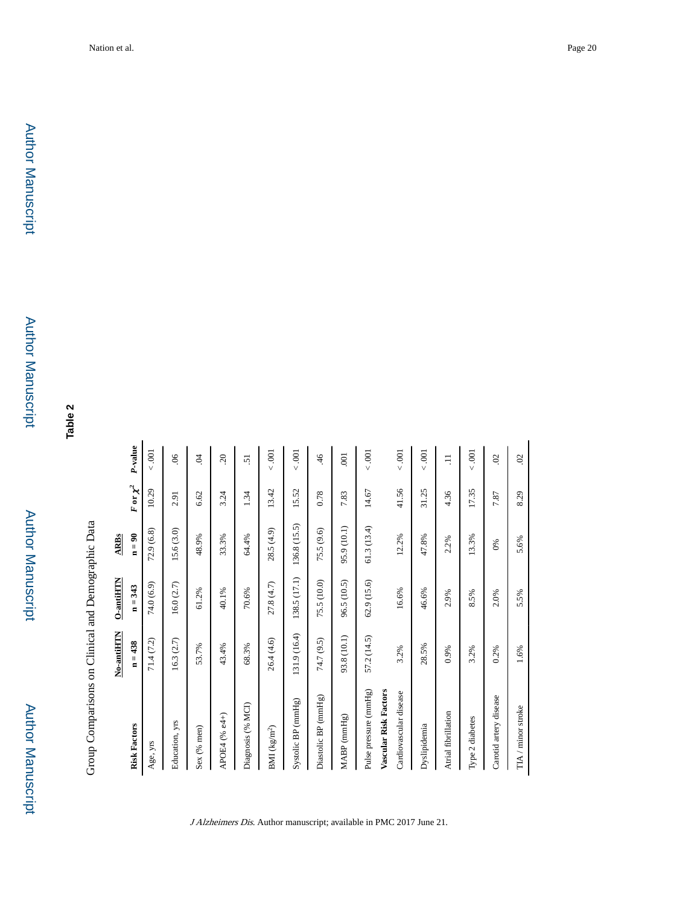## Table 2

Group Comparisons on Clinical and Demographic Data

| Risk Factors | No-antiHTN n = 438 | O-antiHTN n = 343 | ARBs n = 90 | F or $\chi^2$ | P-value |
|---|---|---|---|---|---|
| Age, yrs | 71.4 (7.2) | 74.0 (6.9) | 72.9 (6.8) | 10.29 | < .001 |
| Education, yrs | 16.3 (2.7) | 16.0 (2.7) | 15.6 (3.0) | 2.91 | .06 |
| Sex (% men) | 53.7% | 61.2% | 48.9% | 6.62 | .04 |
| APOE4 (% e4+) | 43.4% | 40.1% | 33.3% | 3.24 | .20 |
| Diagnosis (% MCI) | 68.3% | 70.6% | 64.4% | 1.34 | .51 |
| BMI (kg/m$^2$) | 26.4 (4.6) | 27.8 (4.7) | 28.5 (4.9) | 13.42 | < .001 |
| Systolic BP (mmHg) | 131.9 (16.4) | 138.5 (17.1) | 136.8 (15.5) | 15.52 | < .001 |
| Diastolic BP (mmHg) | 74.7 (9.5) | 75.5 (10.0) | 75.5 (9.6) | 0.78 | .46 |
| MABP (mmHg) | 93.8 (10.1) | 96.5 (10.5) | 95.9 (10.1) | 7.83 | .001 |
| Pulse pressure (mmHg) | 57.2 (14.5) | 62.9 (15.6) | 61.3 (13.4) | 14.67 | < .001 |
| **Vascular Risk Factors** | | | | | |
| Cardiovascular disease | 3.2% | 16.6% | 12.2% | 41.56 | < .001 |
| Dyslipidemia | 28.5% | 46.6% | 47.8% | 31.25 | < .001 |
| Atrial fibrillation | 0.9% | 2.9% | 2.2% | 4.36 | .11 |
| Type 2 diabetes | 3.2% | 8.5% | 13.3% | 17.35 | < .001 |
| Carotid artery disease | 0.2% | 2.0% | 0% | 7.87 | .02 |
| TIA / minor stroke | 1.6% | 5.5% | 5.6% | 8.29 | .02 |